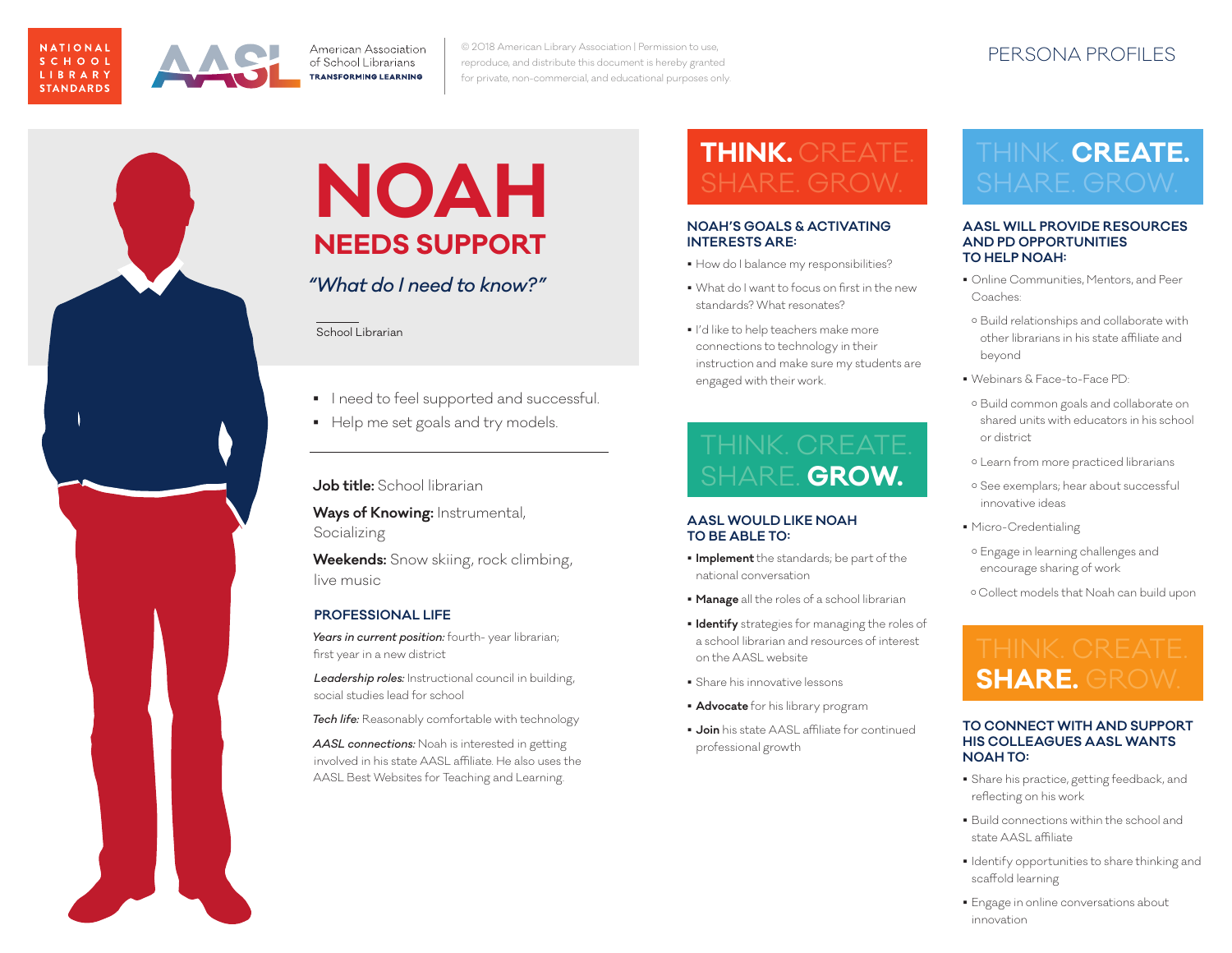NATIONAL SCHOOL LIBRARY STANDARDS

American Association of School Librarians
TRANSFORMING LEARNING

© 2018 American Library Association | Permission to use, reproduce, and distribute this document is hereby granted for private, non-commercial, and educational purposes only.

PERSONA PROFILES

# NOAH

## NEEDS SUPPORT

*"What do I need to know?"*

School Librarian

- I need to feel supported and successful.
- Help me set goals and try models.

**Job title:** School librarian

**Ways of Knowing:** Instrumental, Socializing

**Weekends:** Snow skiing, rock climbing, live music

### PROFESSIONAL LIFE

*Years in current position:* fourth- year librarian; first year in a new district

*Leadership roles:* Instructional council in building, social studies lead for school

*Tech life:* Reasonably comfortable with technology

*AASL connections:* Noah is interested in getting involved in his state AASL affiliate. He also uses the AASL Best Websites for Teaching and Learning.

## THINK. CREATE. SHARE. GROW.

### NOAH'S GOALS & ACTIVATING INTERESTS ARE:

- How do I balance my responsibilities?
- What do I want to focus on first in the new standards? What resonates?
- I'd like to help teachers make more connections to technology in their instruction and make sure my students are engaged with their work.

## THINK. CREATE. SHARE. GROW.

### AASL WOULD LIKE NOAH TO BE ABLE TO:

- **Implement** the standards; be part of the national conversation
- **Manage** all the roles of a school librarian
- **Identify** strategies for managing the roles of a school librarian and resources of interest on the AASL website
- Share his innovative lessons
- **Advocate** for his library program
- **Join** his state AASL affiliate for continued professional growth

## THINK. CREATE. SHARE. GROW.

### AASL WILL PROVIDE RESOURCES AND PD OPPORTUNITIES TO HELP NOAH:

- Online Communities, Mentors, and Peer Coaches:
  - Build relationships and collaborate with other librarians in his state affiliate and beyond
- Webinars & Face-to-Face PD:
  - Build common goals and collaborate on shared units with educators in his school or district
  - Learn from more practiced librarians
  - See exemplars; hear about successful innovative ideas
- Micro-Credentialing
  - Engage in learning challenges and encourage sharing of work
  - Collect models that Noah can build upon

## THINK. CREATE. SHARE. GROW.

### TO CONNECT WITH AND SUPPORT HIS COLLEAGUES AASL WANTS NOAH TO:

- Share his practice, getting feedback, and reflecting on his work
- Build connections within the school and state AASL affiliate
- Identify opportunities to share thinking and scaffold learning
- Engage in online conversations about innovation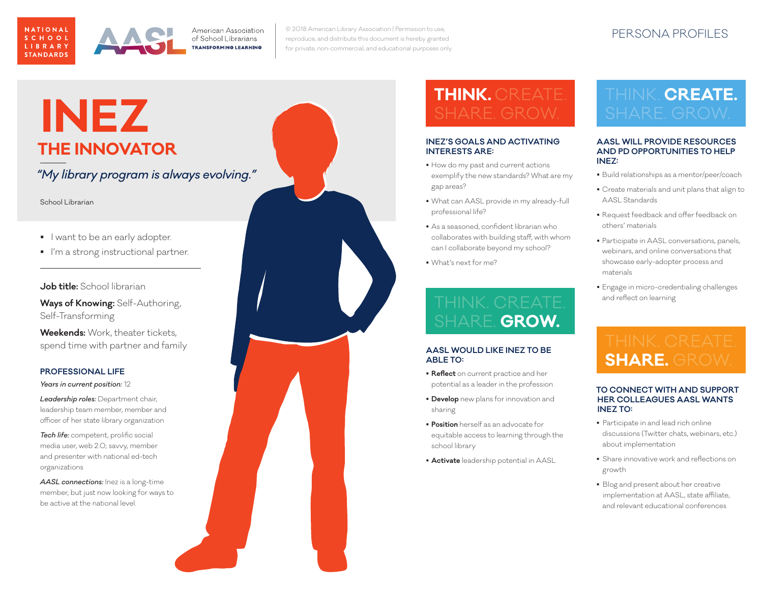NATIONAL SCHOOL LIBRARY STANDARDS

American Association of School Librarians
TRANSFORMING LEARNING

© 2018 American Library Association | Permission to use, reproduce, and distribute this document is hereby granted for private, non-commercial, and educational purposes only.

PERSONA PROFILES

# INEZ
## THE INNOVATOR

*"My library program is always evolving."*

School Librarian

- I want to be an early adopter.
- I'm a strong instructional partner.

**Job title:** School librarian

**Ways of Knowing:** Self-Authoring, Self-Transforming

**Weekends:** Work, theater tickets, spend time with partner and family

### PROFESSIONAL LIFE

*Years in current position:* 12

*Leadership roles:* Department chair, leadership team member, member and officer of her state library organization

*Tech life:* competent, prolific social media user, web 2.0; savvy, member and presenter with national ed-tech organizations

*AASL connections:* Inez is a long-time member, but just now looking for ways to be active at the national level.

## THINK. CREATE. SHARE. GROW.

### INEZ'S GOALS AND ACTIVATING INTERESTS ARE:

- How do my past and current actions exemplify the new standards? What are my gap areas?
- What can AASL provide in my already-full professional life?
- As a seasoned, confident librarian who collaborates with building staff, with whom can I collaborate beyond my school?
- What's next for me?

## THINK. CREATE. SHARE. GROW.

### AASL WOULD LIKE INEZ TO BE ABLE TO:

- **Reflect** on current practice and her potential as a leader in the profession
- **Develop** new plans for innovation and sharing
- **Position** herself as an advocate for equitable access to learning through the school library
- **Activate** leadership potential in AASL

## THINK. CREATE. SHARE. GROW.

### AASL WILL PROVIDE RESOURCES AND PD OPPORTUNITIES TO HELP INEZ:

- Build relationships as a mentor/peer/coach
- Create materials and unit plans that align to AASL Standards
- Request feedback and offer feedback on others' materials
- Participate in AASL conversations, panels, webinars, and online conversations that showcase early-adopter process and materials
- Engage in micro-credentialing challenges and reflect on learning

## THINK. CREATE. SHARE. GROW.

### TO CONNECT WITH AND SUPPORT HER COLLEAGUES AASL WANTS INEZ TO:

- Participate in and lead rich online discussions (Twitter chats, webinars, etc.) about implementation
- Share innovative work and reflections on growth
- Blog and present about her creative implementation at AASL, state affiliate, and relevant educational conferences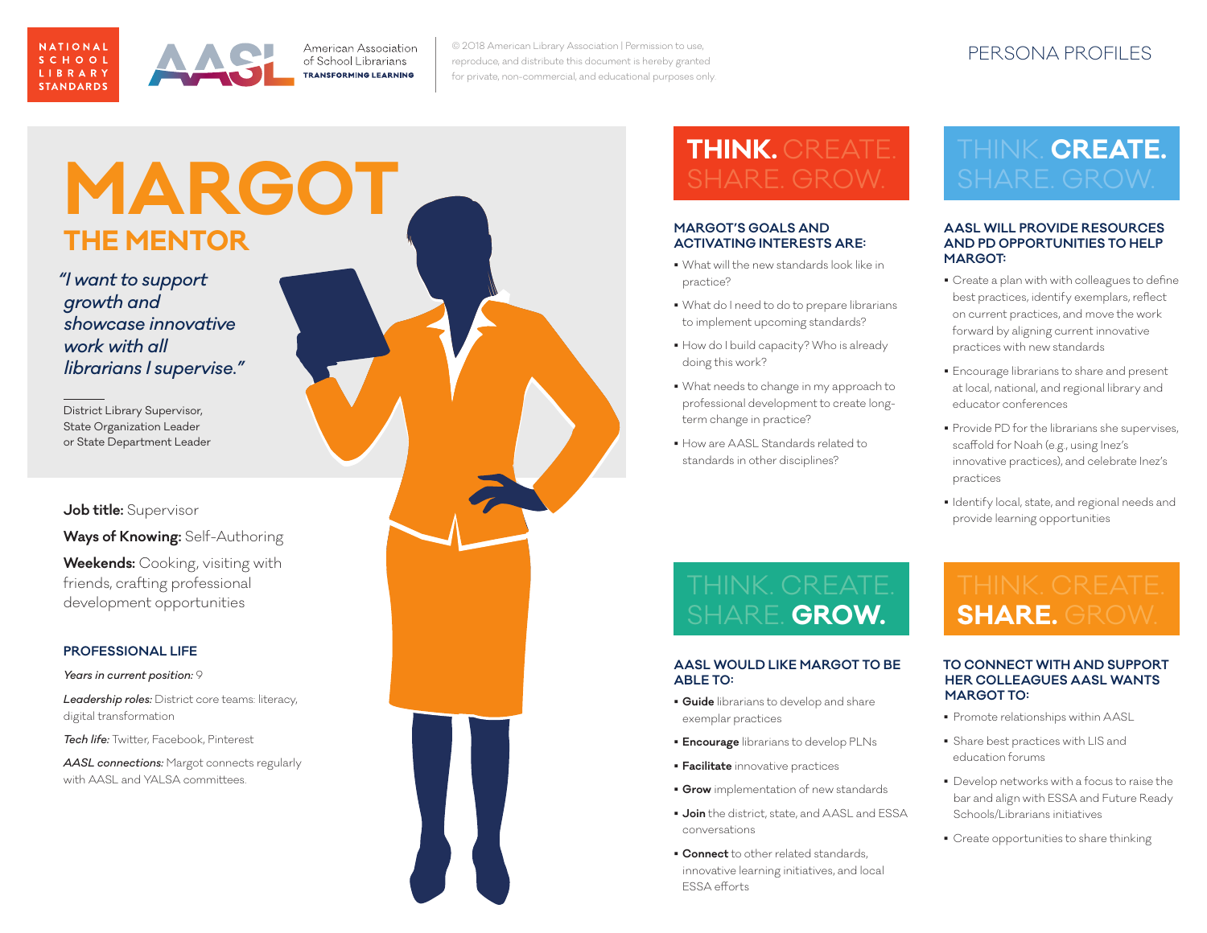NATIONAL SCHOOL LIBRARY STANDARDS

American Association of School Librarians
TRANSFORMING LEARNING

© 2018 American Library Association | Permission to use, reproduce, and distribute this document is hereby granted for private, non-commercial, and educational purposes only.

PERSONA PROFILES

# MARGOT
## THE MENTOR

*"I want to support growth and showcase innovative work with all librarians I supervise."*

District Library Supervisor,
State Organization Leader
or State Department Leader

**Job title:** Supervisor

**Ways of Knowing:** Self-Authoring

**Weekends:** Cooking, visiting with friends, crafting professional development opportunities

### PROFESSIONAL LIFE

*Years in current position:* 9

*Leadership roles:* District core teams: literacy, digital transformation

*Tech life:* Twitter, Facebook, Pinterest

*AASL connections:* Margot connects regularly with AASL and YALSA committees.

## THINK. CREATE. SHARE. GROW.

### MARGOT'S GOALS AND ACTIVATING INTERESTS ARE:

- What will the new standards look like in practice?
- What do I need to do to prepare librarians to implement upcoming standards?
- How do I build capacity? Who is already doing this work?
- What needs to change in my approach to professional development to create long-term change in practice?
- How are AASL Standards related to standards in other disciplines?

## THINK. CREATE. SHARE. GROW.

### AASL WILL PROVIDE RESOURCES AND PD OPPORTUNITIES TO HELP MARGOT:

- Create a plan with with colleagues to define best practices, identify exemplars, reflect on current practices, and move the work forward by aligning current innovative practices with new standards
- Encourage librarians to share and present at local, national, and regional library and educator conferences
- Provide PD for the librarians she supervises, scaffold for Noah (e.g., using Inez's innovative practices), and celebrate Inez's practices
- Identify local, state, and regional needs and provide learning opportunities

## THINK. CREATE. SHARE. GROW.

### AASL WOULD LIKE MARGOT TO BE ABLE TO:

- **Guide** librarians to develop and share exemplar practices
- **Encourage** librarians to develop PLNs
- **Facilitate** innovative practices
- **Grow** implementation of new standards
- **Join** the district, state, and AASL and ESSA conversations
- **Connect** to other related standards, innovative learning initiatives, and local ESSA efforts

## THINK. CREATE. SHARE. GROW.

### TO CONNECT WITH AND SUPPORT HER COLLEAGUES AASL WANTS MARGOT TO:

- Promote relationships within AASL
- Share best practices with LIS and education forums
- Develop networks with a focus to raise the bar and align with ESSA and Future Ready Schools/Librarians initiatives
- Create opportunities to share thinking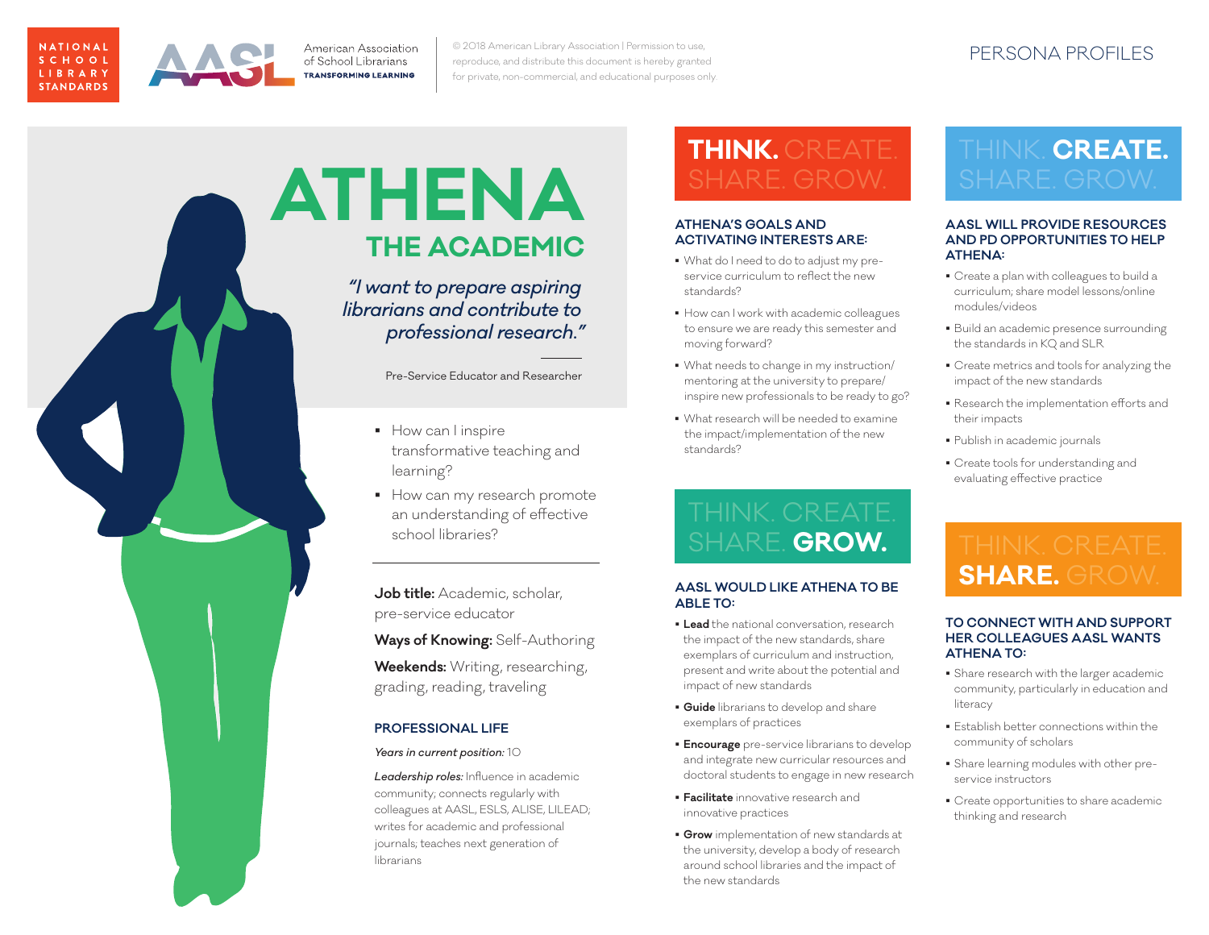NATIONAL SCHOOL LIBRARY STANDARDS

American Association of School Librarians
TRANSFORMING LEARNING

© 2018 American Library Association | Permission to use, reproduce, and distribute this document is hereby granted for private, non-commercial, and educational purposes only.

PERSONA PROFILES

# ATHENA
## THE ACADEMIC

*"I want to prepare aspiring librarians and contribute to professional research."*

Pre-Service Educator and Researcher

- How can I inspire transformative teaching and learning?
- How can my research promote an understanding of effective school libraries?

**Job title:** Academic, scholar, pre-service educator

**Ways of Knowing:** Self-Authoring

**Weekends:** Writing, researching, grading, reading, traveling

### PROFESSIONAL LIFE

*Years in current position:* 10

*Leadership roles:* Influence in academic community; connects regularly with colleagues at AASL, ESLS, ALISE, LILEAD; writes for academic and professional journals; teaches next generation of librarians

## THINK. CREATE. SHARE. GROW.

### ATHENA'S GOALS AND ACTIVATING INTERESTS ARE:

- What do I need to do to adjust my pre-service curriculum to reflect the new standards?
- How can I work with academic colleagues to ensure we are ready this semester and moving forward?
- What needs to change in my instruction/mentoring at the university to prepare/inspire new professionals to be ready to go?
- What research will be needed to examine the impact/implementation of the new standards?

## THINK. CREATE. SHARE. GROW.

### AASL WOULD LIKE ATHENA TO BE ABLE TO:

- **Lead** the national conversation, research the impact of the new standards, share exemplars of curriculum and instruction, present and write about the potential and impact of new standards
- **Guide** librarians to develop and share exemplars of practices
- **Encourage** pre-service librarians to develop and integrate new curricular resources and doctoral students to engage in new research
- **Facilitate** innovative research and innovative practices
- **Grow** implementation of new standards at the university, develop a body of research around school libraries and the impact of the new standards

## THINK. CREATE. SHARE. GROW.

### AASL WILL PROVIDE RESOURCES AND PD OPPORTUNITIES TO HELP ATHENA:

- Create a plan with colleagues to build a curriculum; share model lessons/online modules/videos
- Build an academic presence surrounding the standards in KQ and SLR
- Create metrics and tools for analyzing the impact of the new standards
- Research the implementation efforts and their impacts
- Publish in academic journals
- Create tools for understanding and evaluating effective practice

## THINK. CREATE. SHARE. GROW.

### TO CONNECT WITH AND SUPPORT HER COLLEAGUES AASL WANTS ATHENA TO:

- Share research with the larger academic community, particularly in education and literacy
- Establish better connections within the community of scholars
- Share learning modules with other pre-service instructors
- Create opportunities to share academic thinking and research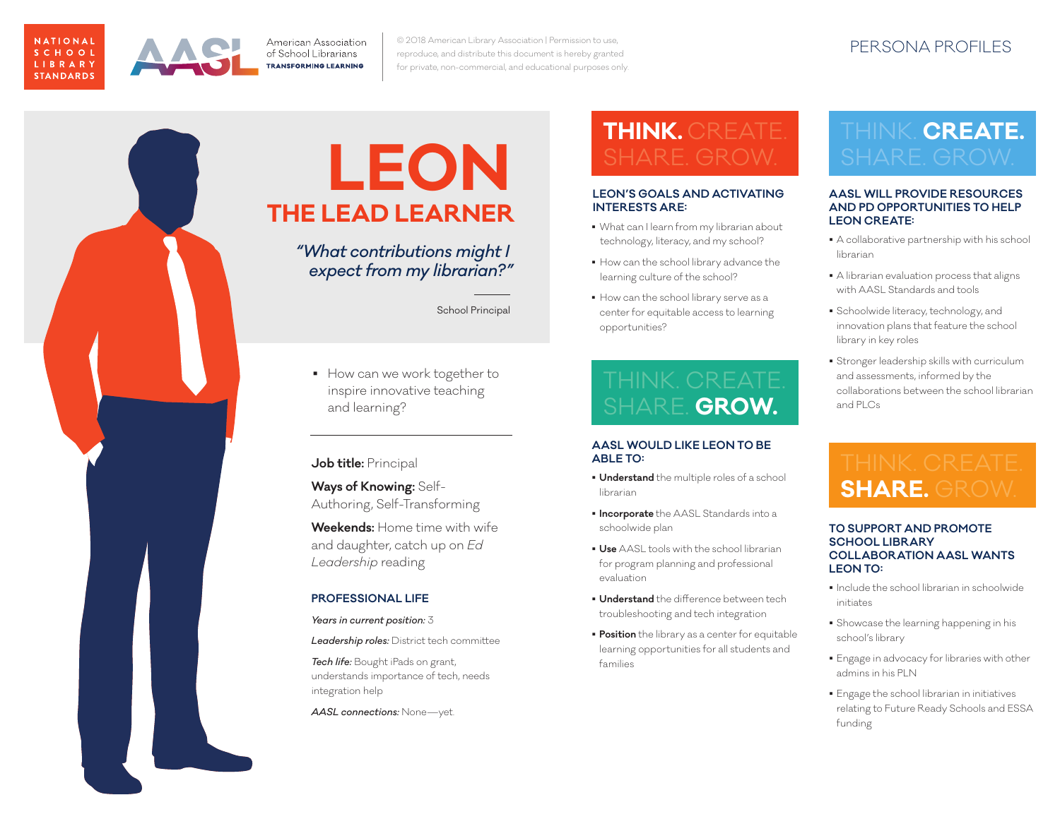NATIONAL SCHOOL LIBRARY STANDARDS

American Association of School Librarians
TRANSFORMING LEARNING

© 2018 American Library Association | Permission to use, reproduce, and distribute this document is hereby granted for private, non-commercial, and educational purposes only.

PERSONA PROFILES

# LEON

## THE LEAD LEARNER

*"What contributions might I expect from my librarian?"*

School Principal

- How can we work together to inspire innovative teaching and learning?

**Job title:** Principal

**Ways of Knowing:** Self-Authoring, Self-Transforming

**Weekends:** Home time with wife and daughter, catch up on *Ed Leadership* reading

### PROFESSIONAL LIFE

*Years in current position:* 3

*Leadership roles:* District tech committee

*Tech life:* Bought iPads on grant, understands importance of tech, needs integration help

*AASL connections:* None—yet.

## THINK. CREATE. SHARE. GROW.

### LEON'S GOALS AND ACTIVATING INTERESTS ARE:

- What can I learn from my librarian about technology, literacy, and my school?
- How can the school library advance the learning culture of the school?
- How can the school library serve as a center for equitable access to learning opportunities?

## THINK. CREATE. SHARE. GROW.

### AASL WOULD LIKE LEON TO BE ABLE TO:

- **Understand** the multiple roles of a school librarian
- **Incorporate** the AASL Standards into a schoolwide plan
- **Use** AASL tools with the school librarian for program planning and professional evaluation
- **Understand** the difference between tech troubleshooting and tech integration
- **Position** the library as a center for equitable learning opportunities for all students and families

## THINK. CREATE. SHARE. GROW.

### AASL WILL PROVIDE RESOURCES AND PD OPPORTUNITIES TO HELP LEON CREATE:

- A collaborative partnership with his school librarian
- A librarian evaluation process that aligns with AASL Standards and tools
- Schoolwide literacy, technology, and innovation plans that feature the school library in key roles
- Stronger leadership skills with curriculum and assessments, informed by the collaborations between the school librarian and PLCs

## THINK. CREATE. SHARE. GROW.

### TO SUPPORT AND PROMOTE SCHOOL LIBRARY COLLABORATION AASL WANTS LEON TO:

- Include the school librarian in schoolwide initiates
- Showcase the learning happening in his school's library
- Engage in advocacy for libraries with other admins in his PLN
- Engage the school librarian in initiatives relating to Future Ready Schools and ESSA funding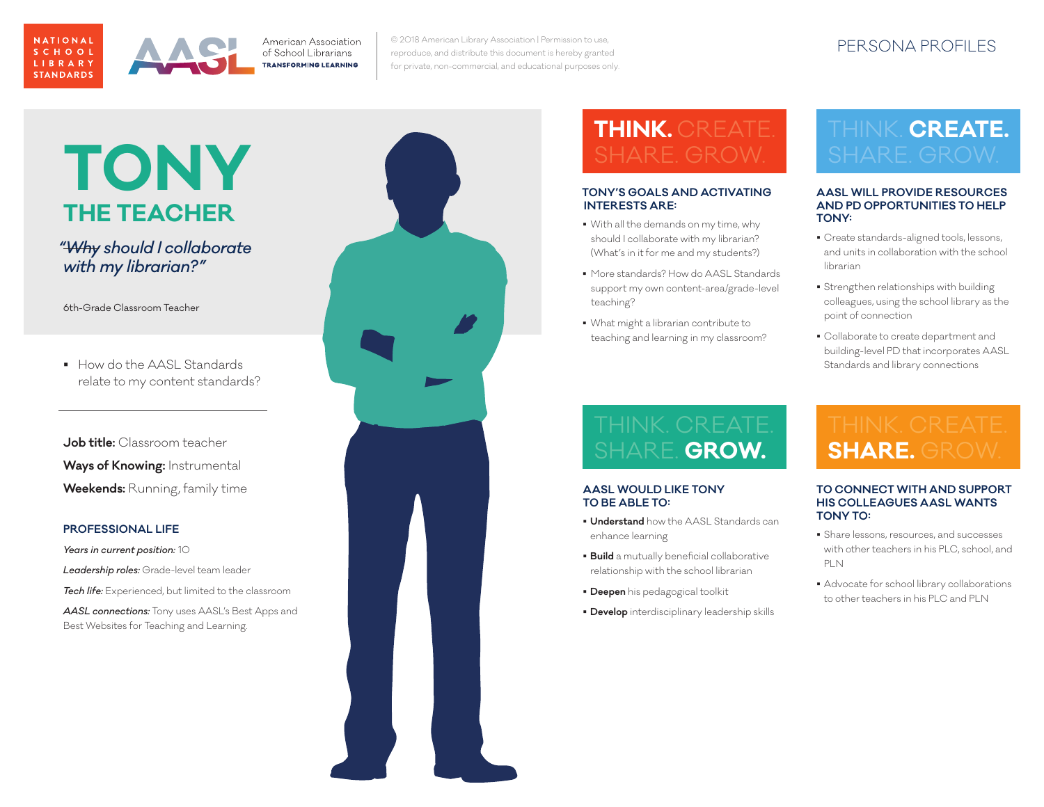NATIONAL SCHOOL LIBRARY STANDARDS

American Association of School Librarians
TRANSFORMING LEARNING

© 2018 American Library Association | Permission to use, reproduce, and distribute this document is hereby granted for private, non-commercial, and educational purposes only.

PERSONA PROFILES

# TONY
## THE TEACHER

*"~~Why~~ should I collaborate with my librarian?"*

6th-Grade Classroom Teacher

- How do the AASL Standards relate to my content standards?

---

**Job title:** Classroom teacher

**Ways of Knowing:** Instrumental

**Weekends:** Running, family time

### PROFESSIONAL LIFE

*Years in current position:* 10

*Leadership roles:* Grade-level team leader

*Tech life:* Experienced, but limited to the classroom

*AASL connections:* Tony uses AASL's Best Apps and Best Websites for Teaching and Learning.

## THINK. CREATE. SHARE. GROW.

### TONY'S GOALS AND ACTIVATING INTERESTS ARE:

- With all the demands on my time, why should I collaborate with my librarian? (What's in it for me and my students?)
- More standards? How do AASL Standards support my own content-area/grade-level teaching?
- What might a librarian contribute to teaching and learning in my classroom?

## THINK. CREATE. SHARE. GROW.

### AASL WILL PROVIDE RESOURCES AND PD OPPORTUNITIES TO HELP TONY:

- Create standards-aligned tools, lessons, and units in collaboration with the school librarian
- Strengthen relationships with building colleagues, using the school library as the point of connection
- Collaborate to create department and building-level PD that incorporates AASL Standards and library connections

## THINK. CREATE. SHARE. GROW.

### AASL WOULD LIKE TONY TO BE ABLE TO:

- **Understand** how the AASL Standards can enhance learning
- **Build** a mutually beneficial collaborative relationship with the school librarian
- **Deepen** his pedagogical toolkit
- **Develop** interdisciplinary leadership skills

## THINK. CREATE. SHARE. GROW.

### TO CONNECT WITH AND SUPPORT HIS COLLEAGUES AASL WANTS TONY TO:

- Share lessons, resources, and successes with other teachers in his PLC, school, and PLN
- Advocate for school library collaborations to other teachers in his PLC and PLN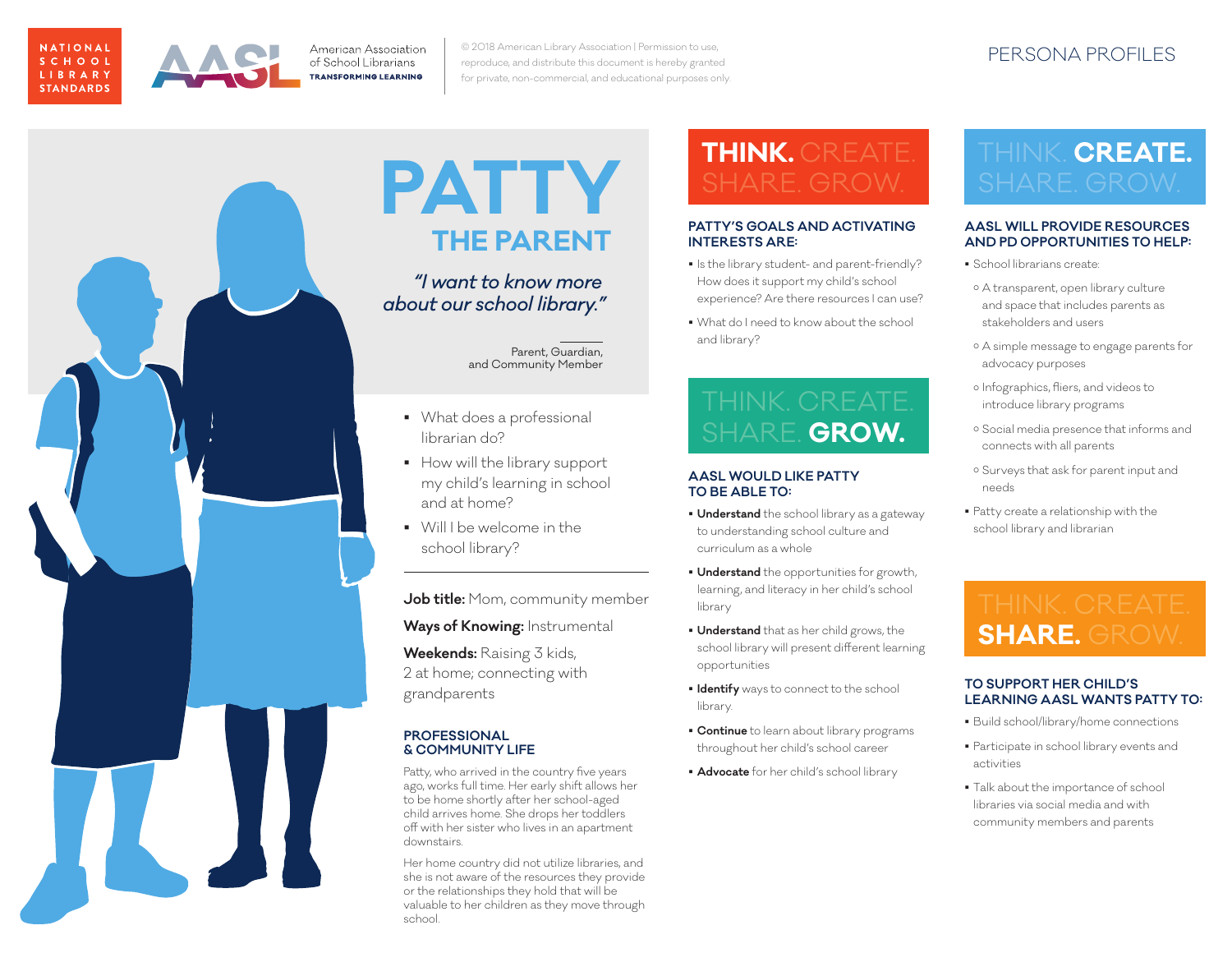NATIONAL SCHOOL LIBRARY STANDARDS

AASL American Association of School Librarians TRANSFORMING LEARNING

© 2018 American Library Association | Permission to use, reproduce, and distribute this document is hereby granted for private, non-commercial, and educational purposes only.

PERSONA PROFILES

# PATTY

## THE PARENT

*"I want to know more about our school library."*

Parent, Guardian, and Community Member

- What does a professional librarian do?
- How will the library support my child's learning in school and at home?
- Will I be welcome in the school library?

**Job title:** Mom, community member

**Ways of Knowing:** Instrumental

**Weekends:** Raising 3 kids, 2 at home; connecting with grandparents

### PROFESSIONAL & COMMUNITY LIFE

Patty, who arrived in the country five years ago, works full time. Her early shift allows her to be home shortly after her school-aged child arrives home. She drops her toddlers off with her sister who lives in an apartment downstairs.

Her home country did not utilize libraries, and she is not aware of the resources they provide or the relationships they hold that will be valuable to her children as they move through school.

## THINK. CREATE. SHARE. GROW.

### PATTY'S GOALS AND ACTIVATING INTERESTS ARE:

- Is the library student- and parent-friendly? How does it support my child's school experience? Are there resources I can use?
- What do I need to know about the school and library?

## THINK. CREATE. SHARE. GROW.

### AASL WOULD LIKE PATTY TO BE ABLE TO:

- **Understand** the school library as a gateway to understanding school culture and curriculum as a whole
- **Understand** the opportunities for growth, learning, and literacy in her child's school library
- **Understand** that as her child grows, the school library will present different learning opportunities
- **Identify** ways to connect to the school library.
- **Continue** to learn about library programs throughout her child's school career
- **Advocate** for her child's school library

## THINK. CREATE. SHARE. GROW.

### AASL WILL PROVIDE RESOURCES AND PD OPPORTUNITIES TO HELP:

- School librarians create:
  - A transparent, open library culture and space that includes parents as stakeholders and users
  - A simple message to engage parents for advocacy purposes
  - Infographics, fliers, and videos to introduce library programs
  - Social media presence that informs and connects with all parents
  - Surveys that ask for parent input and needs
- Patty create a relationship with the school library and librarian

## THINK. CREATE. SHARE. GROW.

### TO SUPPORT HER CHILD'S LEARNING AASL WANTS PATTY TO:

- Build school/library/home connections
- Participate in school library events and activities
- Talk about the importance of school libraries via social media and with community members and parents